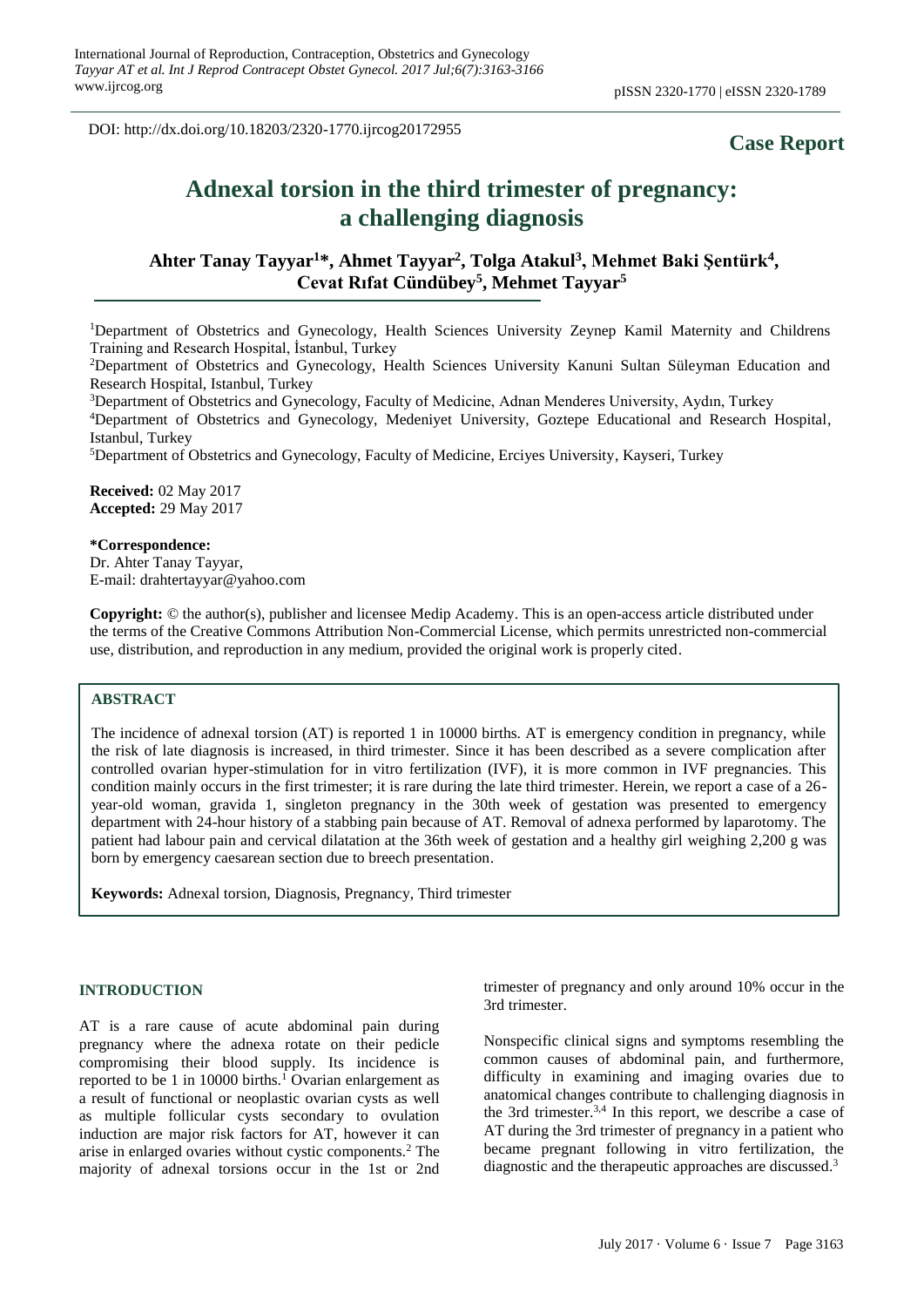DOI: http://dx.doi.org/10.18203/2320-1770.ijrcog20172955

**Case Report**

# Adnexal torsion in the third trimester of pregnancy: a challenging diagnosis

**Ahter Tanay Tayyar[1]*, Ahmet Tayyar[2], Tolga Atakul[3], Mehmet Baki Şentürk[4], Cevat Rıfat Cündübey[5], Mehmet Tayyar[5]**

[1]Department of Obstetrics and Gynecology, Health Sciences University Zeynep Kamil Maternity and Childrens Training and Research Hospital, İstanbul, Turkey

[2]Department of Obstetrics and Gynecology, Health Sciences University Kanuni Sultan Süleyman Education and Research Hospital, Istanbul, Turkey

[3]Department of Obstetrics and Gynecology, Faculty of Medicine, Adnan Menderes University, Aydın, Turkey

[4]Department of Obstetrics and Gynecology, Medeniyet University, Goztepe Educational and Research Hospital, Istanbul, Turkey

[5]Department of Obstetrics and Gynecology, Faculty of Medicine, Erciyes University, Kayseri, Turkey

**Received:** 02 May 2017
**Accepted:** 29 May 2017

**\*Correspondence:**
Dr. Ahter Tanay Tayyar,
E-mail: drahtertayyar@yahoo.com

**Copyright:** © the author(s), publisher and licensee Medip Academy. This is an open-access article distributed under the terms of the Creative Commons Attribution Non-Commercial License, which permits unrestricted non-commercial use, distribution, and reproduction in any medium, provided the original work is properly cited.

## ABSTRACT

The incidence of adnexal torsion (AT) is reported 1 in 10000 births. AT is emergency condition in pregnancy, while the risk of late diagnosis is increased, in third trimester. Since it has been described as a severe complication after controlled ovarian hyper-stimulation for in vitro fertilization (IVF), it is more common in IVF pregnancies. This condition mainly occurs in the first trimester; it is rare during the late third trimester. Herein, we report a case of a 26-year-old woman, gravida 1, singleton pregnancy in the 30th week of gestation was presented to emergency department with 24-hour history of a stabbing pain because of AT. Removal of adnexa performed by laparotomy. The patient had labour pain and cervical dilatation at the 36th week of gestation and a healthy girl weighing 2,200 g was born by emergency caesarean section due to breech presentation.

**Keywords:** Adnexal torsion, Diagnosis, Pregnancy, Third trimester

## INTRODUCTION

AT is a rare cause of acute abdominal pain during pregnancy where the adnexa rotate on their pedicle compromising their blood supply. Its incidence is reported to be 1 in 10000 births.[1] Ovarian enlargement as a result of functional or neoplastic ovarian cysts as well as multiple follicular cysts secondary to ovulation induction are major risk factors for AT, however it can arise in enlarged ovaries without cystic components.[2] The majority of adnexal torsions occur in the 1st or 2nd trimester of pregnancy and only around 10% occur in the 3rd trimester.

Nonspecific clinical signs and symptoms resembling the common causes of abdominal pain, and furthermore, difficulty in examining and imaging ovaries due to anatomical changes contribute to challenging diagnosis in the 3rd trimester.[3,4] In this report, we describe a case of AT during the 3rd trimester of pregnancy in a patient who became pregnant following in vitro fertilization, the diagnostic and the therapeutic approaches are discussed.[3]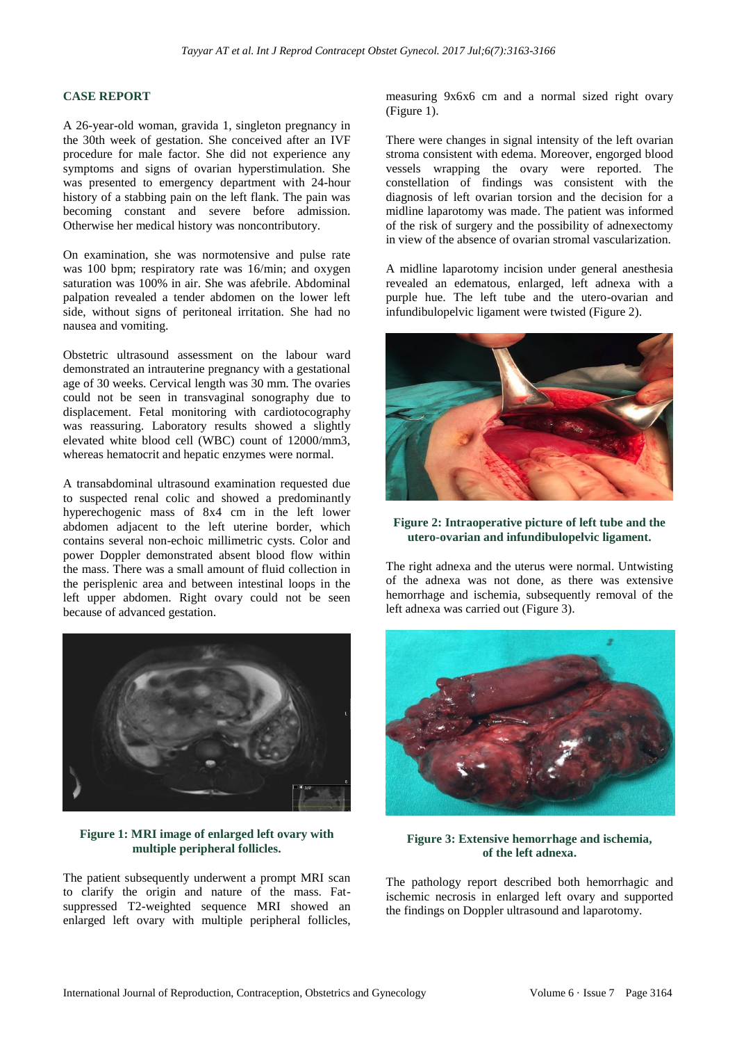## CASE REPORT

A 26-year-old woman, gravida 1, singleton pregnancy in the 30th week of gestation. She conceived after an IVF procedure for male factor. She did not experience any symptoms and signs of ovarian hyperstimulation. She was presented to emergency department with 24-hour history of a stabbing pain on the left flank. The pain was becoming constant and severe before admission. Otherwise her medical history was noncontributory.

On examination, she was normotensive and pulse rate was 100 bpm; respiratory rate was 16/min; and oxygen saturation was 100% in air. She was afebrile. Abdominal palpation revealed a tender abdomen on the lower left side, without signs of peritoneal irritation. She had no nausea and vomiting.

Obstetric ultrasound assessment on the labour ward demonstrated an intrauterine pregnancy with a gestational age of 30 weeks. Cervical length was 30 mm. The ovaries could not be seen in transvaginal sonography due to displacement. Fetal monitoring with cardiotocography was reassuring. Laboratory results showed a slightly elevated white blood cell (WBC) count of 12000/mm3, whereas hematocrit and hepatic enzymes were normal.

A transabdominal ultrasound examination requested due to suspected renal colic and showed a predominantly hyperechogenic mass of 8x4 cm in the left lower abdomen adjacent to the left uterine border, which contains several non-echoic millimetric cysts. Color and power Doppler demonstrated absent blood flow within the mass. There was a small amount of fluid collection in the perisplenic area and between intestinal loops in the left upper abdomen. Right ovary could not be seen because of advanced gestation.

**Figure 1: MRI image of enlarged left ovary with multiple peripheral follicles.**

The patient subsequently underwent a prompt MRI scan to clarify the origin and nature of the mass. Fat-suppressed T2-weighted sequence MRI showed an enlarged left ovary with multiple peripheral follicles, measuring 9x6x6 cm and a normal sized right ovary (Figure 1).

There were changes in signal intensity of the left ovarian stroma consistent with edema. Moreover, engorged blood vessels wrapping the ovary were reported. The constellation of findings was consistent with the diagnosis of left ovarian torsion and the decision for a midline laparotomy was made. The patient was informed of the risk of surgery and the possibility of adnexectomy in view of the absence of ovarian stromal vascularization.

A midline laparotomy incision under general anesthesia revealed an edematous, enlarged, left adnexa with a purple hue. The left tube and the utero-ovarian and infundibulopelvic ligament were twisted (Figure 2).

**Figure 2: Intraoperative picture of left tube and the utero-ovarian and infundibulopelvic ligament.**

The right adnexa and the uterus were normal. Untwisting of the adnexa was not done, as there was extensive hemorrhage and ischemia, subsequently removal of the left adnexa was carried out (Figure 3).

**Figure 3: Extensive hemorrhage and ischemia, of the left adnexa.**

The pathology report described both hemorrhagic and ischemic necrosis in enlarged left ovary and supported the findings on Doppler ultrasound and laparotomy.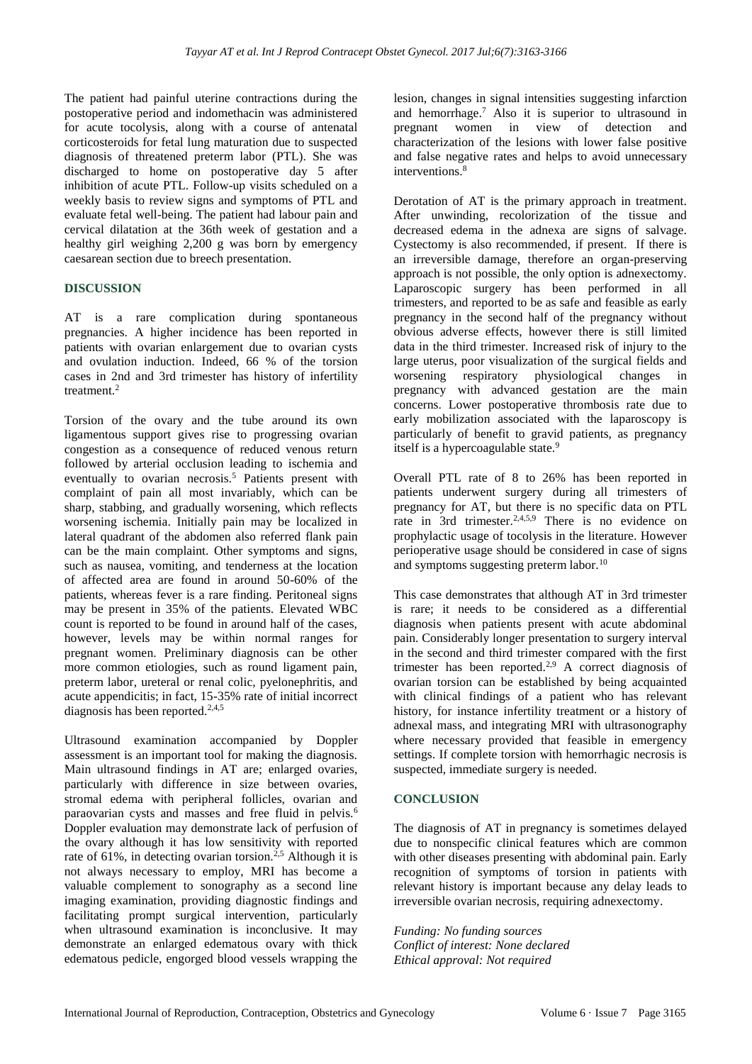The patient had painful uterine contractions during the postoperative period and indomethacin was administered for acute tocolysis, along with a course of antenatal corticosteroids for fetal lung maturation due to suspected diagnosis of threatened preterm labor (PTL). She was discharged to home on postoperative day 5 after inhibition of acute PTL. Follow-up visits scheduled on a weekly basis to review signs and symptoms of PTL and evaluate fetal well-being. The patient had labour pain and cervical dilatation at the 36th week of gestation and a healthy girl weighing 2,200 g was born by emergency caesarean section due to breech presentation.

## DISCUSSION

AT is a rare complication during spontaneous pregnancies. A higher incidence has been reported in patients with ovarian enlargement due to ovarian cysts and ovulation induction. Indeed, 66 % of the torsion cases in 2nd and 3rd trimester has history of infertility treatment.[2]

Torsion of the ovary and the tube around its own ligamentous support gives rise to progressing ovarian congestion as a consequence of reduced venous return followed by arterial occlusion leading to ischemia and eventually to ovarian necrosis.[5] Patients present with complaint of pain all most invariably, which can be sharp, stabbing, and gradually worsening, which reflects worsening ischemia. Initially pain may be localized in lateral quadrant of the abdomen also referred flank pain can be the main complaint. Other symptoms and signs, such as nausea, vomiting, and tenderness at the location of affected area are found in around 50-60% of the patients, whereas fever is a rare finding. Peritoneal signs may be present in 35% of the patients. Elevated WBC count is reported to be found in around half of the cases, however, levels may be within normal ranges for pregnant women. Preliminary diagnosis can be other more common etiologies, such as round ligament pain, preterm labor, ureteral or renal colic, pyelonephritis, and acute appendicitis; in fact, 15-35% rate of initial incorrect diagnosis has been reported.[2,4,5]

Ultrasound examination accompanied by Doppler assessment is an important tool for making the diagnosis. Main ultrasound findings in AT are; enlarged ovaries, particularly with difference in size between ovaries, stromal edema with peripheral follicles, ovarian and paraovarian cysts and masses and free fluid in pelvis.[6] Doppler evaluation may demonstrate lack of perfusion of the ovary although it has low sensitivity with reported rate of 61%, in detecting ovarian torsion.[2,5] Although it is not always necessary to employ, MRI has become a valuable complement to sonography as a second line imaging examination, providing diagnostic findings and facilitating prompt surgical intervention, particularly when ultrasound examination is inconclusive. It may demonstrate an enlarged edematous ovary with thick edematous pedicle, engorged blood vessels wrapping the lesion, changes in signal intensities suggesting infarction and hemorrhage.[7] Also it is superior to ultrasound in pregnant women in view of detection and characterization of the lesions with lower false positive and false negative rates and helps to avoid unnecessary interventions.[8]

Derotation of AT is the primary approach in treatment. After unwinding, recolorization of the tissue and decreased edema in the adnexa are signs of salvage. Cystectomy is also recommended, if present. If there is an irreversible damage, therefore an organ-preserving approach is not possible, the only option is adnexectomy. Laparoscopic surgery has been performed in all trimesters, and reported to be as safe and feasible as early pregnancy in the second half of the pregnancy without obvious adverse effects, however there is still limited data in the third trimester. Increased risk of injury to the large uterus, poor visualization of the surgical fields and worsening respiratory physiological changes in pregnancy with advanced gestation are the main concerns. Lower postoperative thrombosis rate due to early mobilization associated with the laparoscopy is particularly of benefit to gravid patients, as pregnancy itself is a hypercoagulable state.[9]

Overall PTL rate of 8 to 26% has been reported in patients underwent surgery during all trimesters of pregnancy for AT, but there is no specific data on PTL rate in 3rd trimester.[2,4,5,9] There is no evidence on prophylactic usage of tocolysis in the literature. However perioperative usage should be considered in case of signs and symptoms suggesting preterm labor.[10]

This case demonstrates that although AT in 3rd trimester is rare; it needs to be considered as a differential diagnosis when patients present with acute abdominal pain. Considerably longer presentation to surgery interval in the second and third trimester compared with the first trimester has been reported.[2,9] A correct diagnosis of ovarian torsion can be established by being acquainted with clinical findings of a patient who has relevant history, for instance infertility treatment or a history of adnexal mass, and integrating MRI with ultrasonography where necessary provided that feasible in emergency settings. If complete torsion with hemorrhagic necrosis is suspected, immediate surgery is needed.

## CONCLUSION

The diagnosis of AT in pregnancy is sometimes delayed due to nonspecific clinical features which are common with other diseases presenting with abdominal pain. Early recognition of symptoms of torsion in patients with relevant history is important because any delay leads to irreversible ovarian necrosis, requiring adnexectomy.

*Funding: No funding sources*
*Conflict of interest: None declared*
*Ethical approval: Not required*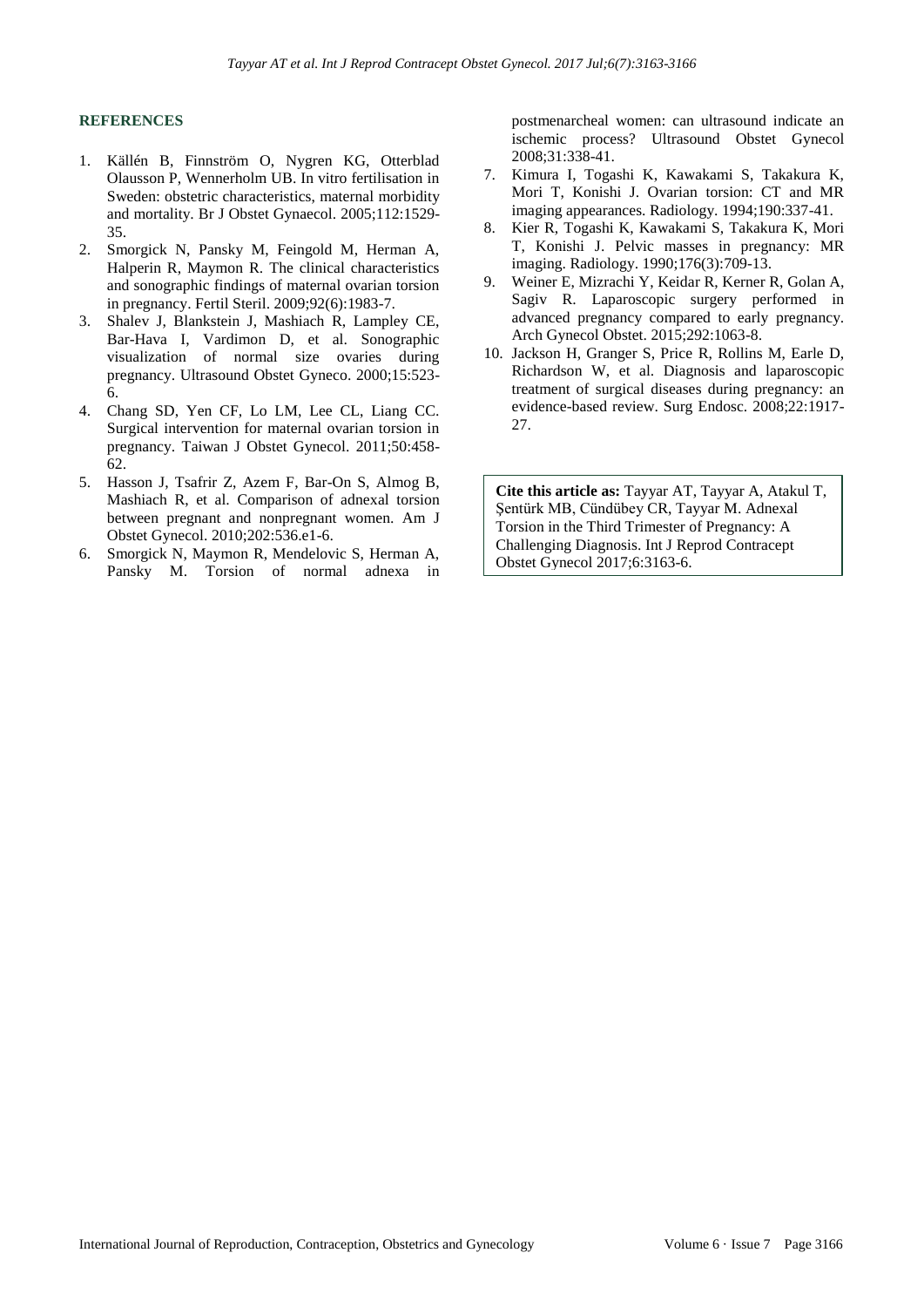## REFERENCES

1. Källén B, Finnström O, Nygren KG, Otterblad Olausson P, Wennerholm UB. In vitro fertilisation in Sweden: obstetric characteristics, maternal morbidity and mortality. Br J Obstet Gynaecol. 2005;112:1529-35.
2. Smorgick N, Pansky M, Feingold M, Herman A, Halperin R, Maymon R. The clinical characteristics and sonographic findings of maternal ovarian torsion in pregnancy. Fertil Steril. 2009;92(6):1983-7.
3. Shalev J, Blankstein J, Mashiach R, Lampley CE, Bar-Hava I, Vardimon D, et al. Sonographic visualization of normal size ovaries during pregnancy. Ultrasound Obstet Gyneco. 2000;15:523-6.
4. Chang SD, Yen CF, Lo LM, Lee CL, Liang CC. Surgical intervention for maternal ovarian torsion in pregnancy. Taiwan J Obstet Gynecol. 2011;50:458-62.
5. Hasson J, Tsafrir Z, Azem F, Bar-On S, Almog B, Mashiach R, et al. Comparison of adnexal torsion between pregnant and nonpregnant women. Am J Obstet Gynecol. 2010;202:536.e1-6.
6. Smorgick N, Maymon R, Mendelovic S, Herman A, Pansky M. Torsion of normal adnexa in postmenarcheal women: can ultrasound indicate an ischemic process? Ultrasound Obstet Gynecol 2008;31:338-41.
7. Kimura I, Togashi K, Kawakami S, Takakura K, Mori T, Konishi J. Ovarian torsion: CT and MR imaging appearances. Radiology. 1994;190:337-41.
8. Kier R, Togashi K, Kawakami S, Takakura K, Mori T, Konishi J. Pelvic masses in pregnancy: MR imaging. Radiology. 1990;176(3):709-13.
9. Weiner E, Mizrachi Y, Keidar R, Kerner R, Golan A, Sagiv R. Laparoscopic surgery performed in advanced pregnancy compared to early pregnancy. Arch Gynecol Obstet. 2015;292:1063-8.
10. Jackson H, Granger S, Price R, Rollins M, Earle D, Richardson W, et al. Diagnosis and laparoscopic treatment of surgical diseases during pregnancy: an evidence-based review. Surg Endosc. 2008;22:1917-27.

**Cite this article as:** Tayyar AT, Tayyar A, Atakul T, Şentürk MB, Cündübey CR, Tayyar M. Adnexal Torsion in the Third Trimester of Pregnancy: A Challenging Diagnosis. Int J Reprod Contracept Obstet Gynecol 2017;6:3163-6.